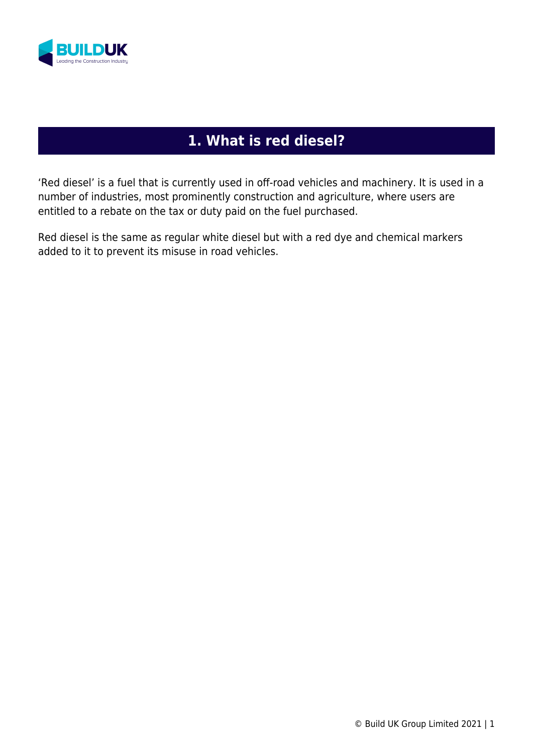# 1. What is red diesel?

'Red diesel' is a fuel that is currently used in off-road vehicles and machinery. It is used in a number of industries, most prominently construction and agriculture, where users are entitled to a rebate on the tax or duty paid on the fuel purchased.

Red diesel is the same as regular white diesel but with a red dye and chemical markers added to it to prevent its misuse in road vehicles.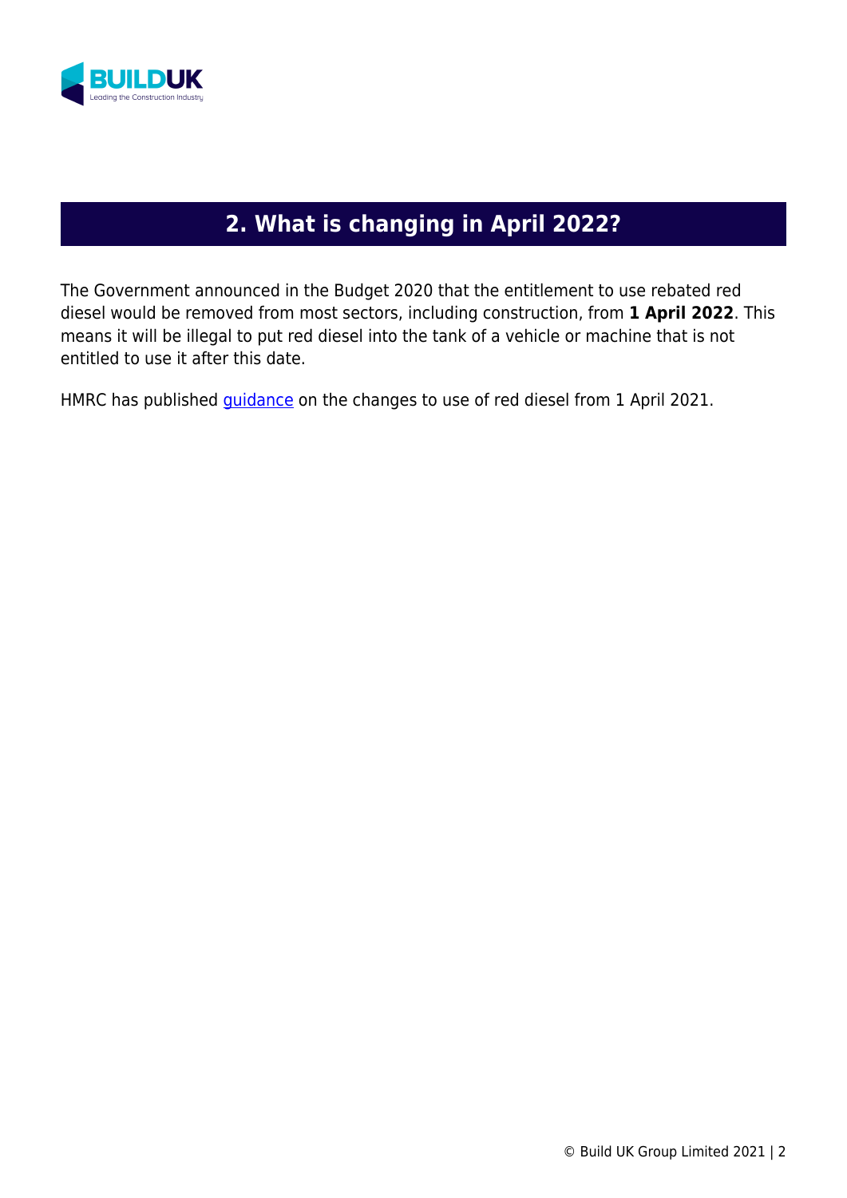## 2. What is changing in April 2022?

The Government announced in the Budget 2020 that the entitlement to use rebated red diesel would be removed from most sectors, including construction, from **1 April 2022**. This means it will be illegal to put red diesel into the tank of a vehicle or machine that is not entitled to use it after this date.

HMRC has published guidance on the changes to use of red diesel from 1 April 2021.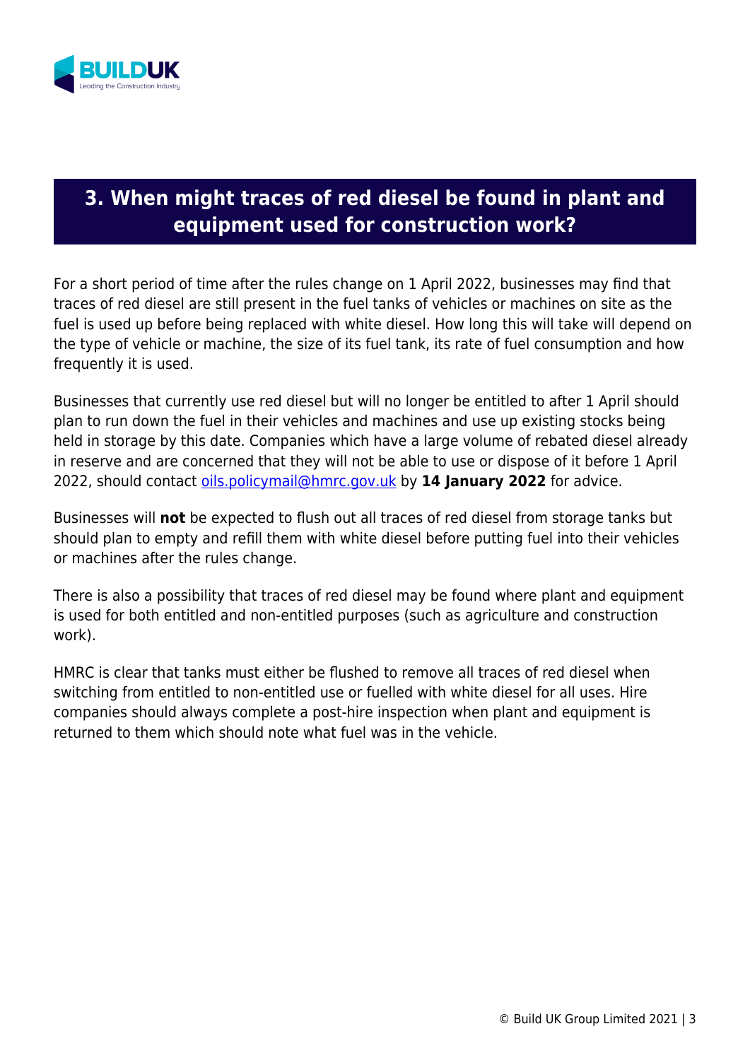## 3. When might traces of red diesel be found in plant and equipment used for construction work?

For a short period of time after the rules change on 1 April 2022, businesses may find that traces of red diesel are still present in the fuel tanks of vehicles or machines on site as the fuel is used up before being replaced with white diesel. How long this will take will depend on the type of vehicle or machine, the size of its fuel tank, its rate of fuel consumption and how frequently it is used.

Businesses that currently use red diesel but will no longer be entitled to after 1 April should plan to run down the fuel in their vehicles and machines and use up existing stocks being held in storage by this date. Companies which have a large volume of rebated diesel already in reserve and are concerned that they will not be able to use or dispose of it before 1 April 2022, should contact oils.policymail@hmrc.gov.uk by **14 January 2022** for advice.

Businesses will **not** be expected to flush out all traces of red diesel from storage tanks but should plan to empty and refill them with white diesel before putting fuel into their vehicles or machines after the rules change.

There is also a possibility that traces of red diesel may be found where plant and equipment is used for both entitled and non-entitled purposes (such as agriculture and construction work).

HMRC is clear that tanks must either be flushed to remove all traces of red diesel when switching from entitled to non-entitled use or fuelled with white diesel for all uses. Hire companies should always complete a post-hire inspection when plant and equipment is returned to them which should note what fuel was in the vehicle.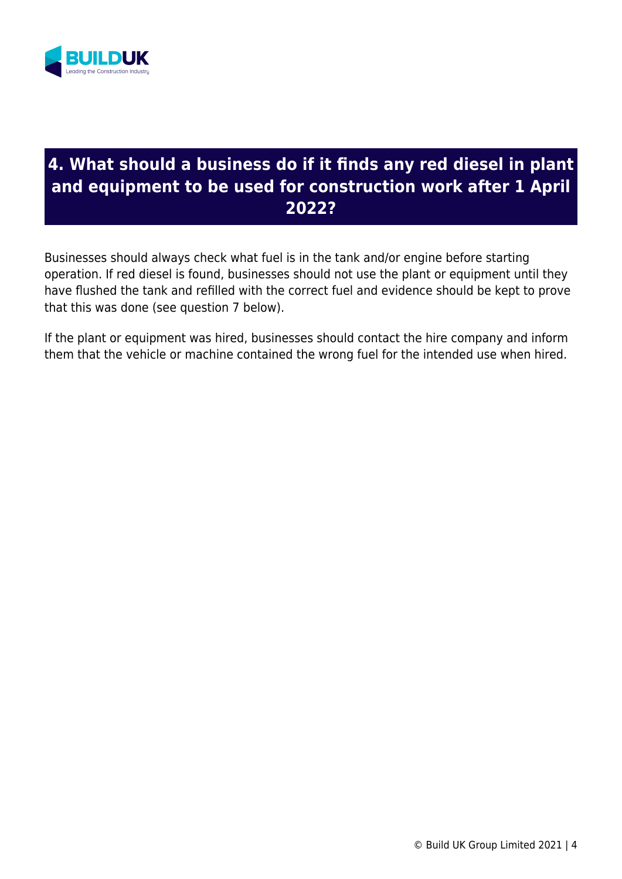## 4. What should a business do if it finds any red diesel in plant and equipment to be used for construction work after 1 April 2022?

Businesses should always check what fuel is in the tank and/or engine before starting operation. If red diesel is found, businesses should not use the plant or equipment until they have flushed the tank and refilled with the correct fuel and evidence should be kept to prove that this was done (see question 7 below).

If the plant or equipment was hired, businesses should contact the hire company and inform them that the vehicle or machine contained the wrong fuel for the intended use when hired.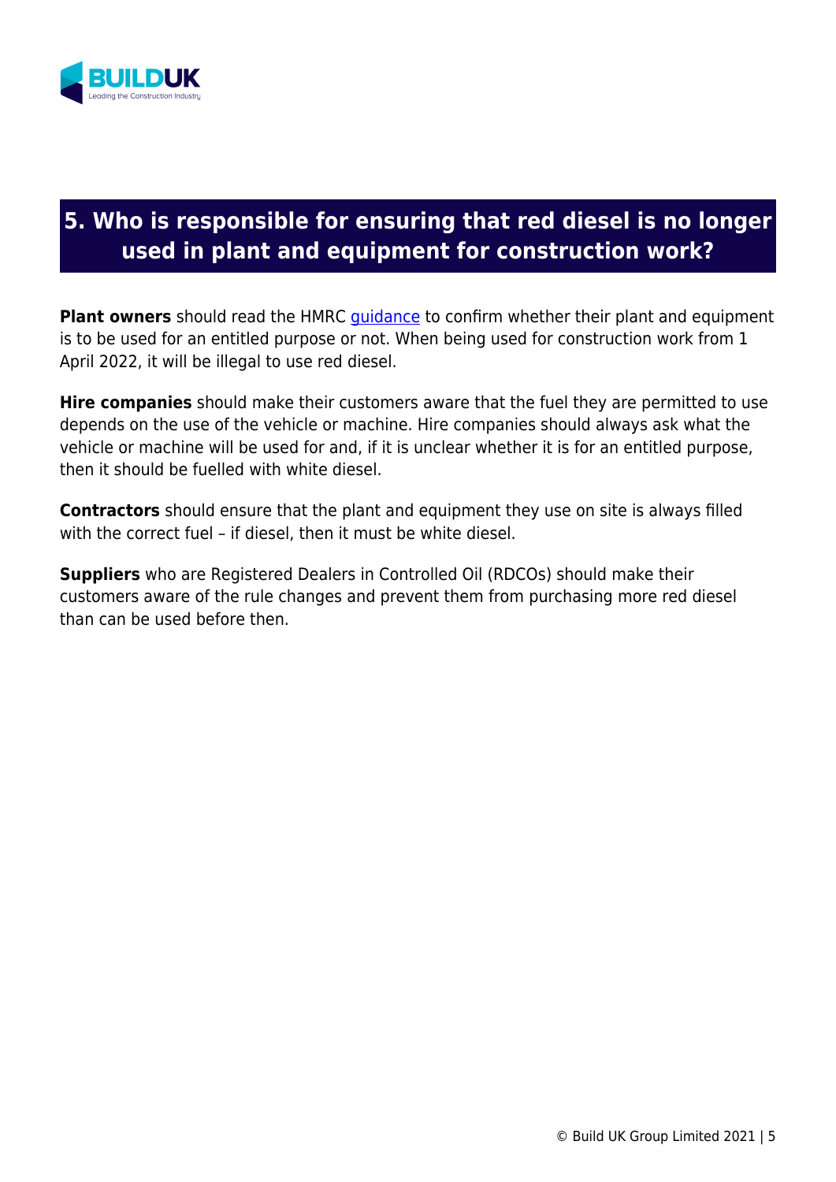## 5. Who is responsible for ensuring that red diesel is no longer used in plant and equipment for construction work?

**Plant owners** should read the HMRC guidance to confirm whether their plant and equipment is to be used for an entitled purpose or not. When being used for construction work from 1 April 2022, it will be illegal to use red diesel.

**Hire companies** should make their customers aware that the fuel they are permitted to use depends on the use of the vehicle or machine. Hire companies should always ask what the vehicle or machine will be used for and, if it is unclear whether it is for an entitled purpose, then it should be fuelled with white diesel.

**Contractors** should ensure that the plant and equipment they use on site is always filled with the correct fuel – if diesel, then it must be white diesel.

**Suppliers** who are Registered Dealers in Controlled Oil (RDCOs) should make their customers aware of the rule changes and prevent them from purchasing more red diesel than can be used before then.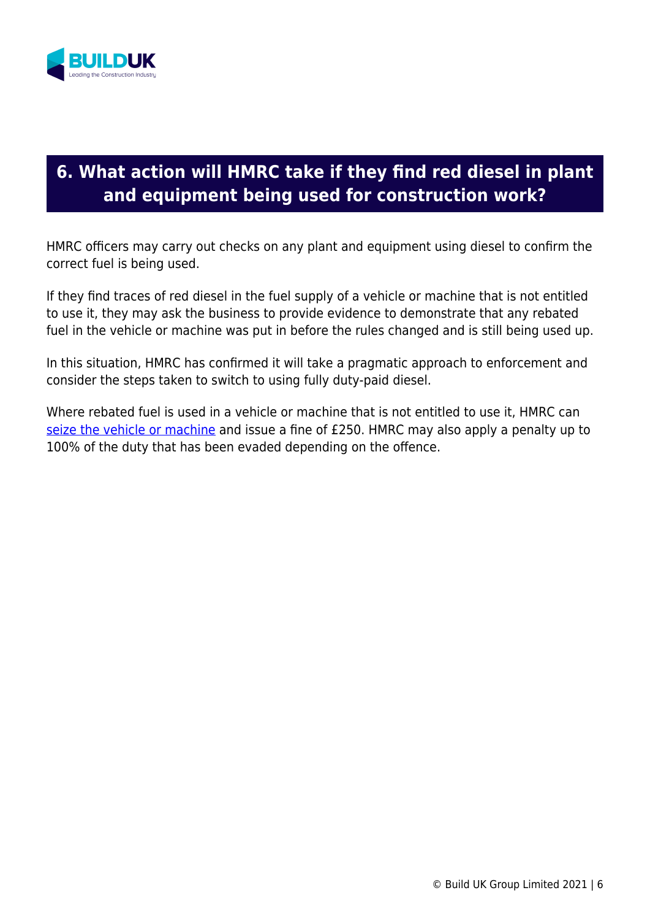## 6. What action will HMRC take if they find red diesel in plant and equipment being used for construction work?

HMRC officers may carry out checks on any plant and equipment using diesel to confirm the correct fuel is being used.

If they find traces of red diesel in the fuel supply of a vehicle or machine that is not entitled to use it, they may ask the business to provide evidence to demonstrate that any rebated fuel in the vehicle or machine was put in before the rules changed and is still being used up.

In this situation, HMRC has confirmed it will take a pragmatic approach to enforcement and consider the steps taken to switch to using fully duty-paid diesel.

Where rebated fuel is used in a vehicle or machine that is not entitled to use it, HMRC can seize the vehicle or machine and issue a fine of £250. HMRC may also apply a penalty up to 100% of the duty that has been evaded depending on the offence.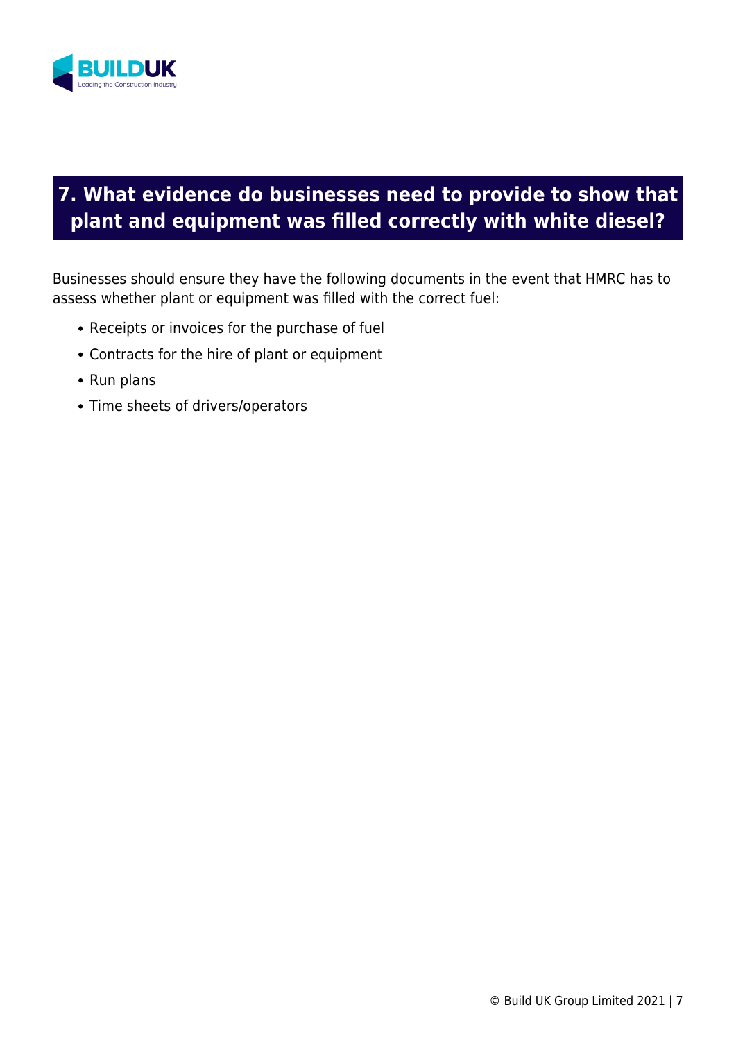## 7. What evidence do businesses need to provide to show that plant and equipment was filled correctly with white diesel?

Businesses should ensure they have the following documents in the event that HMRC has to assess whether plant or equipment was filled with the correct fuel:

- Receipts or invoices for the purchase of fuel
- Contracts for the hire of plant or equipment
- Run plans
- Time sheets of drivers/operators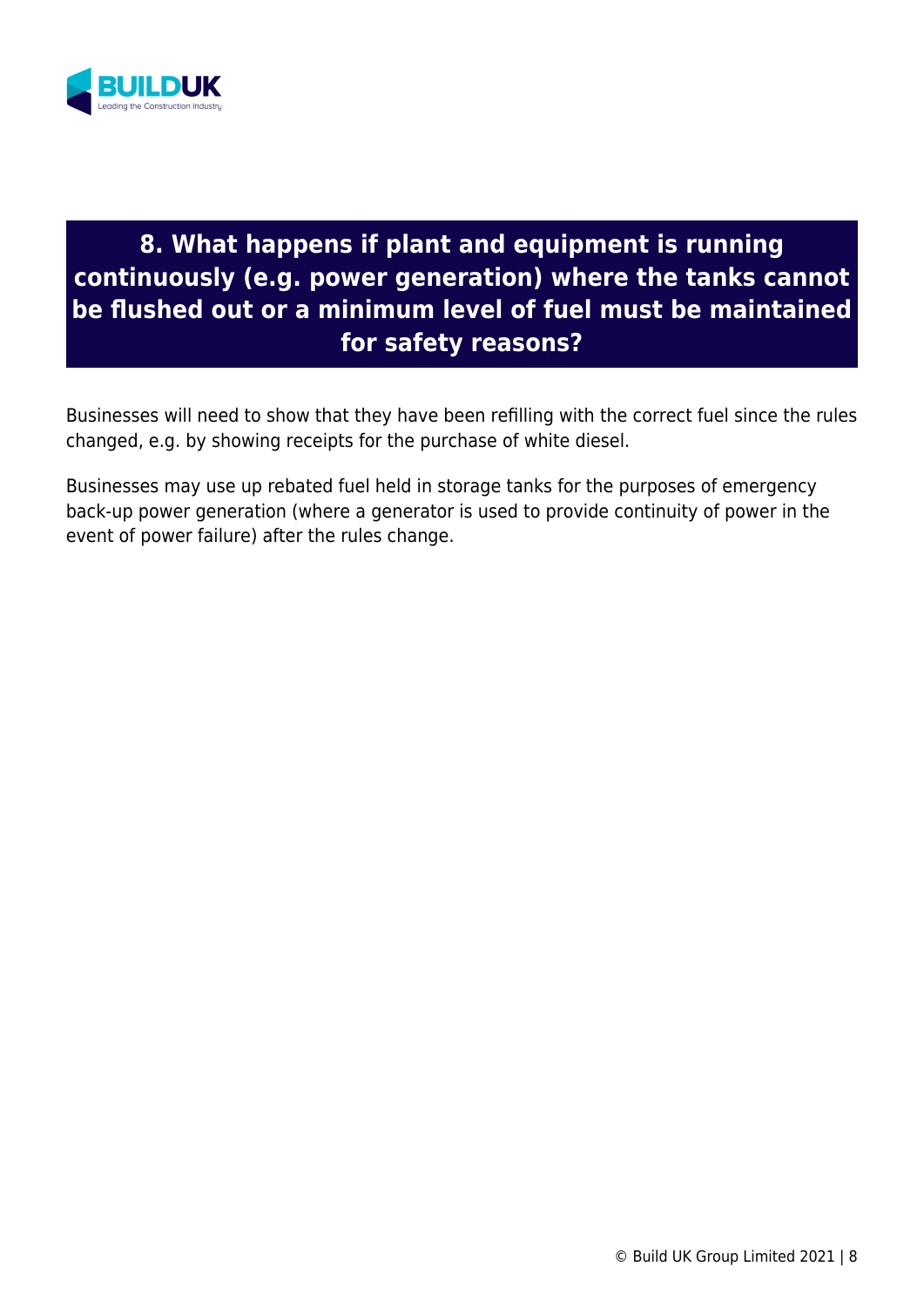## 8. What happens if plant and equipment is running continuously (e.g. power generation) where the tanks cannot be flushed out or a minimum level of fuel must be maintained for safety reasons?

Businesses will need to show that they have been refilling with the correct fuel since the rules changed, e.g. by showing receipts for the purchase of white diesel.

Businesses may use up rebated fuel held in storage tanks for the purposes of emergency back-up power generation (where a generator is used to provide continuity of power in the event of power failure) after the rules change.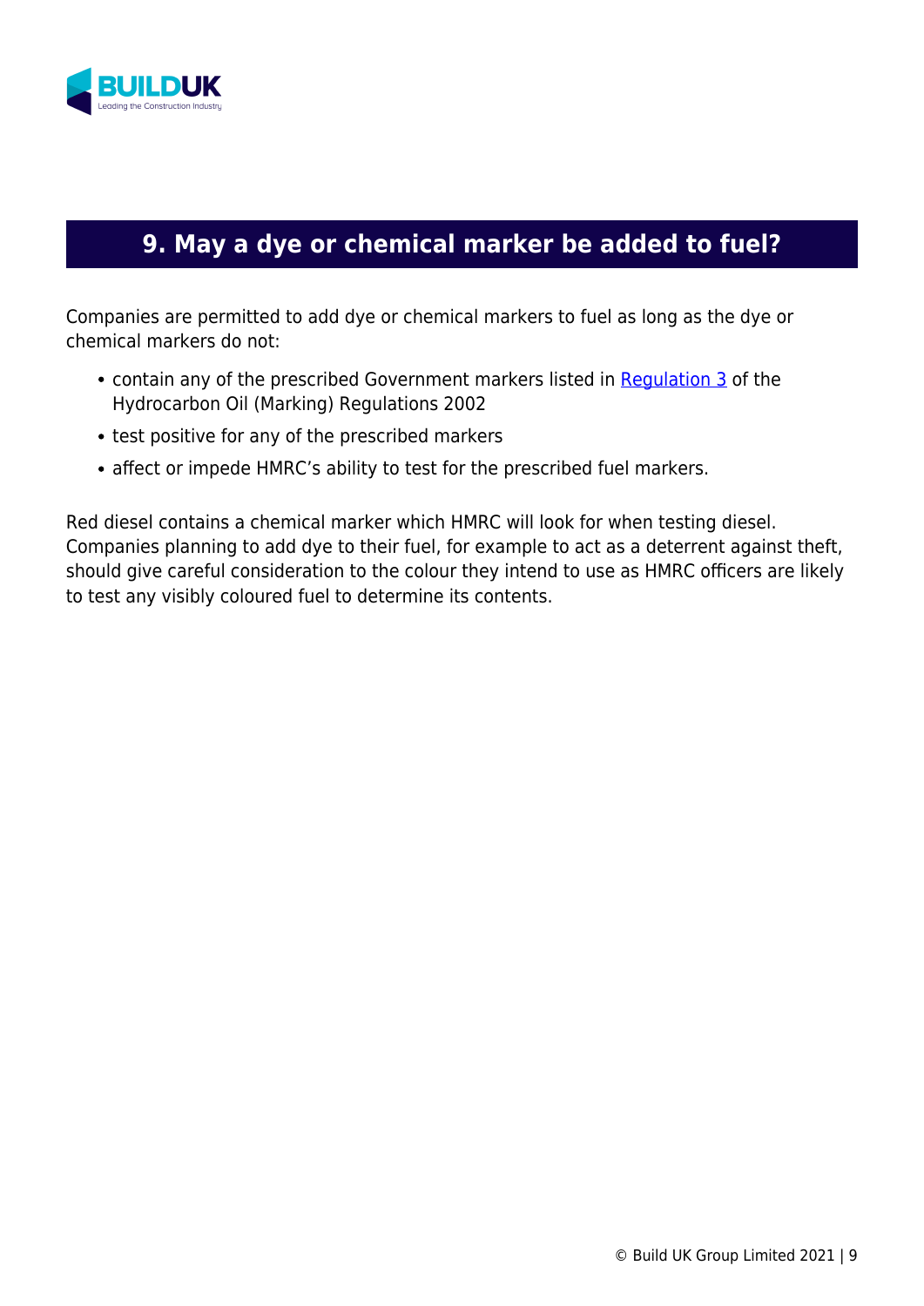## 9. May a dye or chemical marker be added to fuel?

Companies are permitted to add dye or chemical markers to fuel as long as the dye or chemical markers do not:

- contain any of the prescribed Government markers listed in [Regulation 3] of the Hydrocarbon Oil (Marking) Regulations 2002
- test positive for any of the prescribed markers
- affect or impede HMRC's ability to test for the prescribed fuel markers.

Red diesel contains a chemical marker which HMRC will look for when testing diesel. Companies planning to add dye to their fuel, for example to act as a deterrent against theft, should give careful consideration to the colour they intend to use as HMRC officers are likely to test any visibly coloured fuel to determine its contents.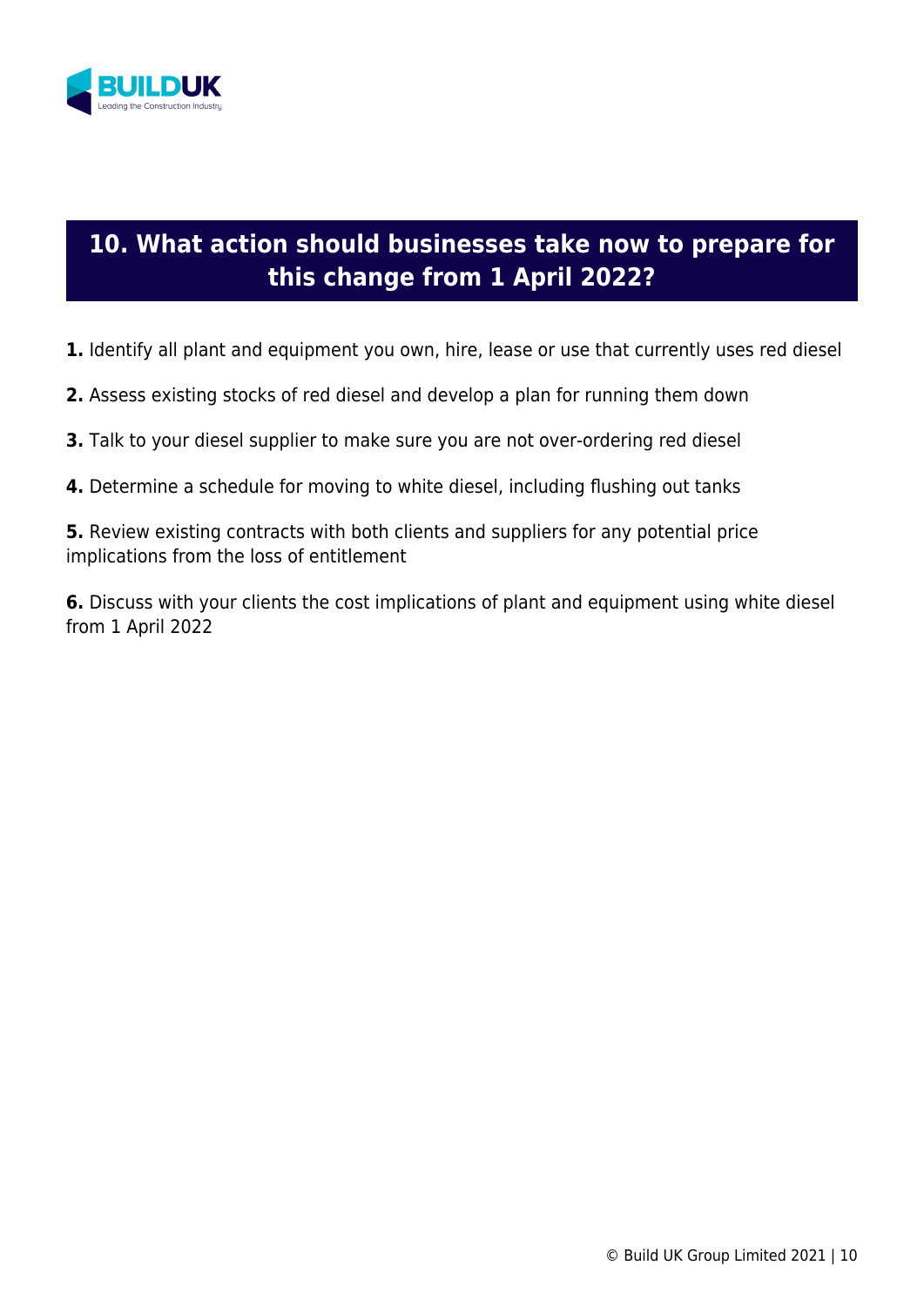## 10. What action should businesses take now to prepare for this change from 1 April 2022?

**1.** Identify all plant and equipment you own, hire, lease or use that currently uses red diesel

**2.** Assess existing stocks of red diesel and develop a plan for running them down

**3.** Talk to your diesel supplier to make sure you are not over-ordering red diesel

**4.** Determine a schedule for moving to white diesel, including flushing out tanks

**5.** Review existing contracts with both clients and suppliers for any potential price implications from the loss of entitlement

**6.** Discuss with your clients the cost implications of plant and equipment using white diesel from 1 April 2022

© Build UK Group Limited 2021